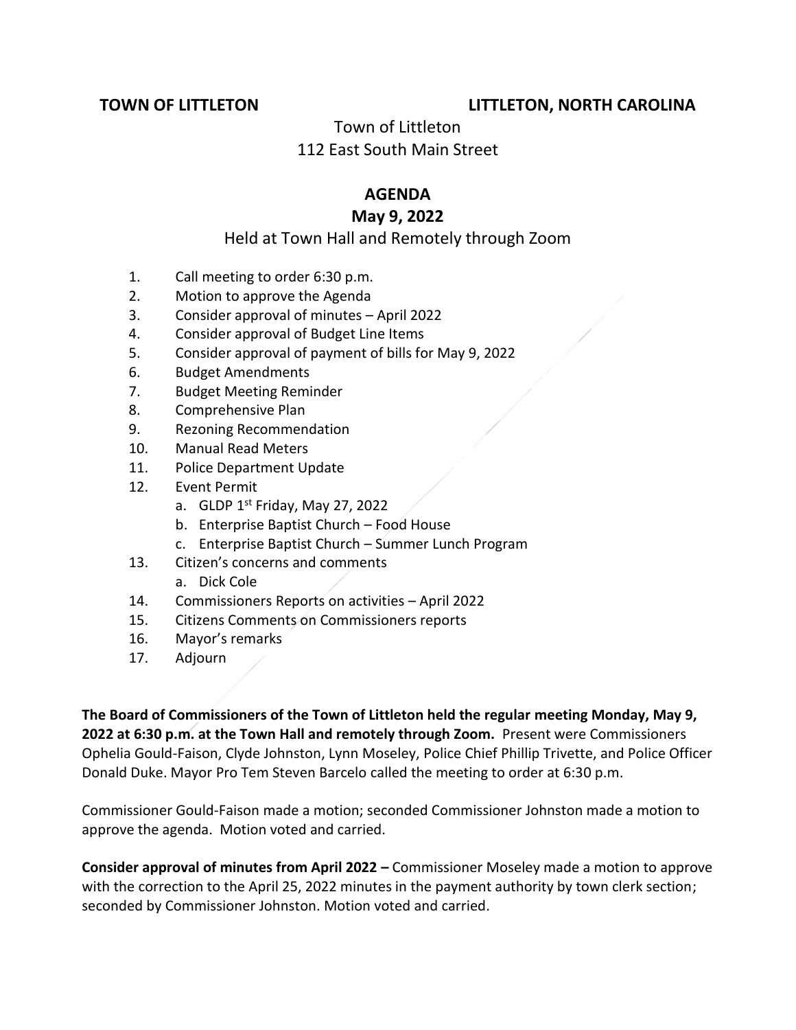**TOWN OF LITTLETON** **LITTLETON, NORTH CAROLINA**

Town of Littleton
112 East South Main Street

## AGENDA
## May 9, 2022

Held at Town Hall and Remotely through Zoom

1. Call meeting to order 6:30 p.m.
2. Motion to approve the Agenda
3. Consider approval of minutes – April 2022
4. Consider approval of Budget Line Items
5. Consider approval of payment of bills for May 9, 2022
6. Budget Amendments
7. Budget Meeting Reminder
8. Comprehensive Plan
9. Rezoning Recommendation
10. Manual Read Meters
11. Police Department Update
12. Event Permit
    a. GLDP 1st Friday, May 27, 2022
    b. Enterprise Baptist Church – Food House
    c. Enterprise Baptist Church – Summer Lunch Program
13. Citizen's concerns and comments
    a. Dick Cole
14. Commissioners Reports on activities – April 2022
15. Citizens Comments on Commissioners reports
16. Mayor's remarks
17. Adjourn

**The Board of Commissioners of the Town of Littleton held the regular meeting Monday, May 9, 2022 at 6:30 p.m. at the Town Hall and remotely through Zoom.** Present were Commissioners Ophelia Gould-Faison, Clyde Johnston, Lynn Moseley, Police Chief Phillip Trivette, and Police Officer Donald Duke. Mayor Pro Tem Steven Barcelo called the meeting to order at 6:30 p.m.

Commissioner Gould-Faison made a motion; seconded Commissioner Johnston made a motion to approve the agenda. Motion voted and carried.

**Consider approval of minutes from April 2022 –** Commissioner Moseley made a motion to approve with the correction to the April 25, 2022 minutes in the payment authority by town clerk section; seconded by Commissioner Johnston. Motion voted and carried.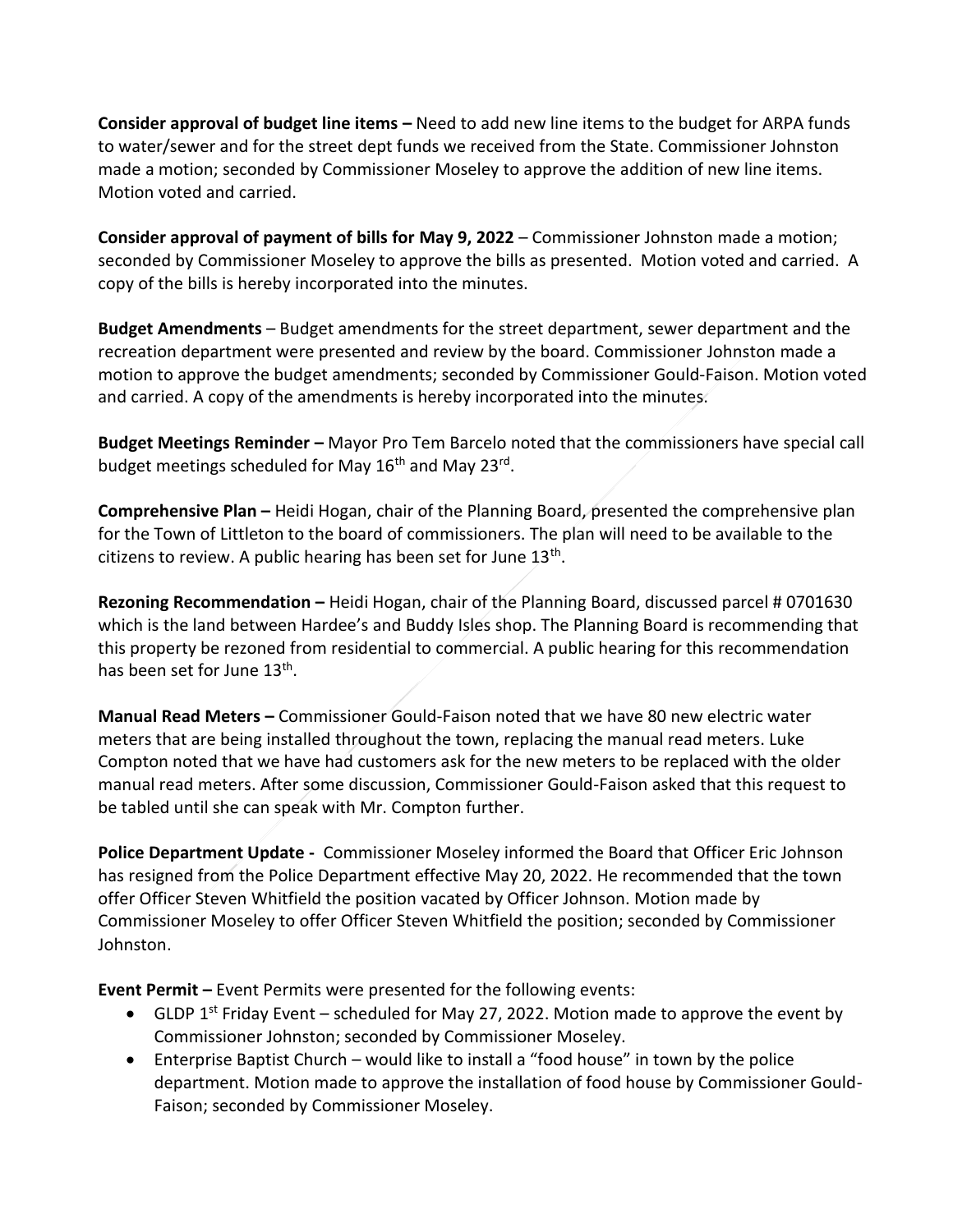**Consider approval of budget line items –** Need to add new line items to the budget for ARPA funds to water/sewer and for the street dept funds we received from the State. Commissioner Johnston made a motion; seconded by Commissioner Moseley to approve the addition of new line items. Motion voted and carried.

**Consider approval of payment of bills for May 9, 2022** – Commissioner Johnston made a motion; seconded by Commissioner Moseley to approve the bills as presented. Motion voted and carried. A copy of the bills is hereby incorporated into the minutes.

**Budget Amendments** – Budget amendments for the street department, sewer department and the recreation department were presented and review by the board. Commissioner Johnston made a motion to approve the budget amendments; seconded by Commissioner Gould-Faison. Motion voted and carried. A copy of the amendments is hereby incorporated into the minutes.

**Budget Meetings Reminder –** Mayor Pro Tem Barcelo noted that the commissioners have special call budget meetings scheduled for May 16th and May 23rd.

**Comprehensive Plan –** Heidi Hogan, chair of the Planning Board, presented the comprehensive plan for the Town of Littleton to the board of commissioners. The plan will need to be available to the citizens to review. A public hearing has been set for June 13th.

**Rezoning Recommendation –** Heidi Hogan, chair of the Planning Board, discussed parcel # 0701630 which is the land between Hardee's and Buddy Isles shop. The Planning Board is recommending that this property be rezoned from residential to commercial. A public hearing for this recommendation has been set for June 13th.

**Manual Read Meters –** Commissioner Gould-Faison noted that we have 80 new electric water meters that are being installed throughout the town, replacing the manual read meters. Luke Compton noted that we have had customers ask for the new meters to be replaced with the older manual read meters. After some discussion, Commissioner Gould-Faison asked that this request to be tabled until she can speak with Mr. Compton further.

**Police Department Update -** Commissioner Moseley informed the Board that Officer Eric Johnson has resigned from the Police Department effective May 20, 2022. He recommended that the town offer Officer Steven Whitfield the position vacated by Officer Johnson. Motion made by Commissioner Moseley to offer Officer Steven Whitfield the position; seconded by Commissioner Johnston.

**Event Permit –** Event Permits were presented for the following events:

- GLDP 1st Friday Event – scheduled for May 27, 2022. Motion made to approve the event by Commissioner Johnston; seconded by Commissioner Moseley.
- Enterprise Baptist Church – would like to install a "food house" in town by the police department. Motion made to approve the installation of food house by Commissioner Gould-Faison; seconded by Commissioner Moseley.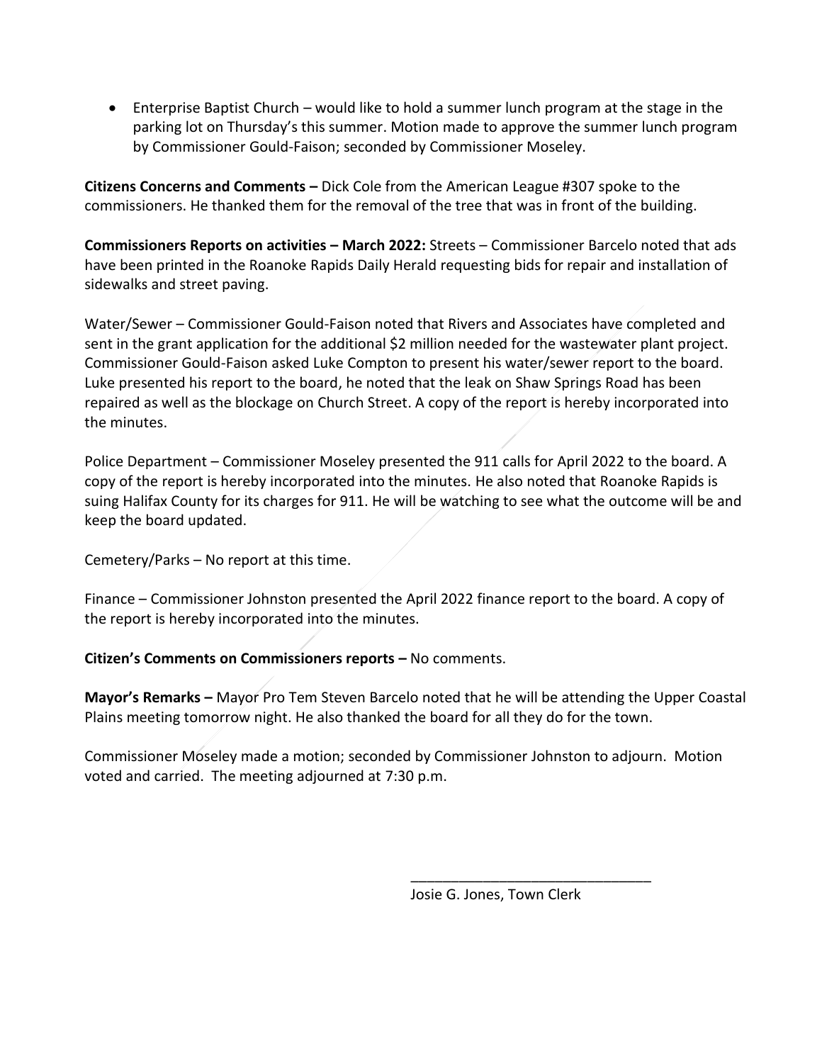- Enterprise Baptist Church – would like to hold a summer lunch program at the stage in the parking lot on Thursday's this summer. Motion made to approve the summer lunch program by Commissioner Gould-Faison; seconded by Commissioner Moseley.

**Citizens Concerns and Comments –** Dick Cole from the American League #307 spoke to the commissioners. He thanked them for the removal of the tree that was in front of the building.

**Commissioners Reports on activities – March 2022:** Streets – Commissioner Barcelo noted that ads have been printed in the Roanoke Rapids Daily Herald requesting bids for repair and installation of sidewalks and street paving.

Water/Sewer – Commissioner Gould-Faison noted that Rivers and Associates have completed and sent in the grant application for the additional $2 million needed for the wastewater plant project. Commissioner Gould-Faison asked Luke Compton to present his water/sewer report to the board. Luke presented his report to the board, he noted that the leak on Shaw Springs Road has been repaired as well as the blockage on Church Street. A copy of the report is hereby incorporated into the minutes.

Police Department – Commissioner Moseley presented the 911 calls for April 2022 to the board. A copy of the report is hereby incorporated into the minutes. He also noted that Roanoke Rapids is suing Halifax County for its charges for 911. He will be watching to see what the outcome will be and keep the board updated.

Cemetery/Parks – No report at this time.

Finance – Commissioner Johnston presented the April 2022 finance report to the board. A copy of the report is hereby incorporated into the minutes.

**Citizen's Comments on Commissioners reports –** No comments.

**Mayor's Remarks –** Mayor Pro Tem Steven Barcelo noted that he will be attending the Upper Coastal Plains meeting tomorrow night. He also thanked the board for all they do for the town.

Commissioner Moseley made a motion; seconded by Commissioner Johnston to adjourn. Motion voted and carried. The meeting adjourned at 7:30 p.m.

\_\_\_\_\_\_\_\_\_\_\_\_\_\_\_\_\_\_\_\_\_\_\_\_\_\_\_\_\_\_

Josie G. Jones, Town Clerk